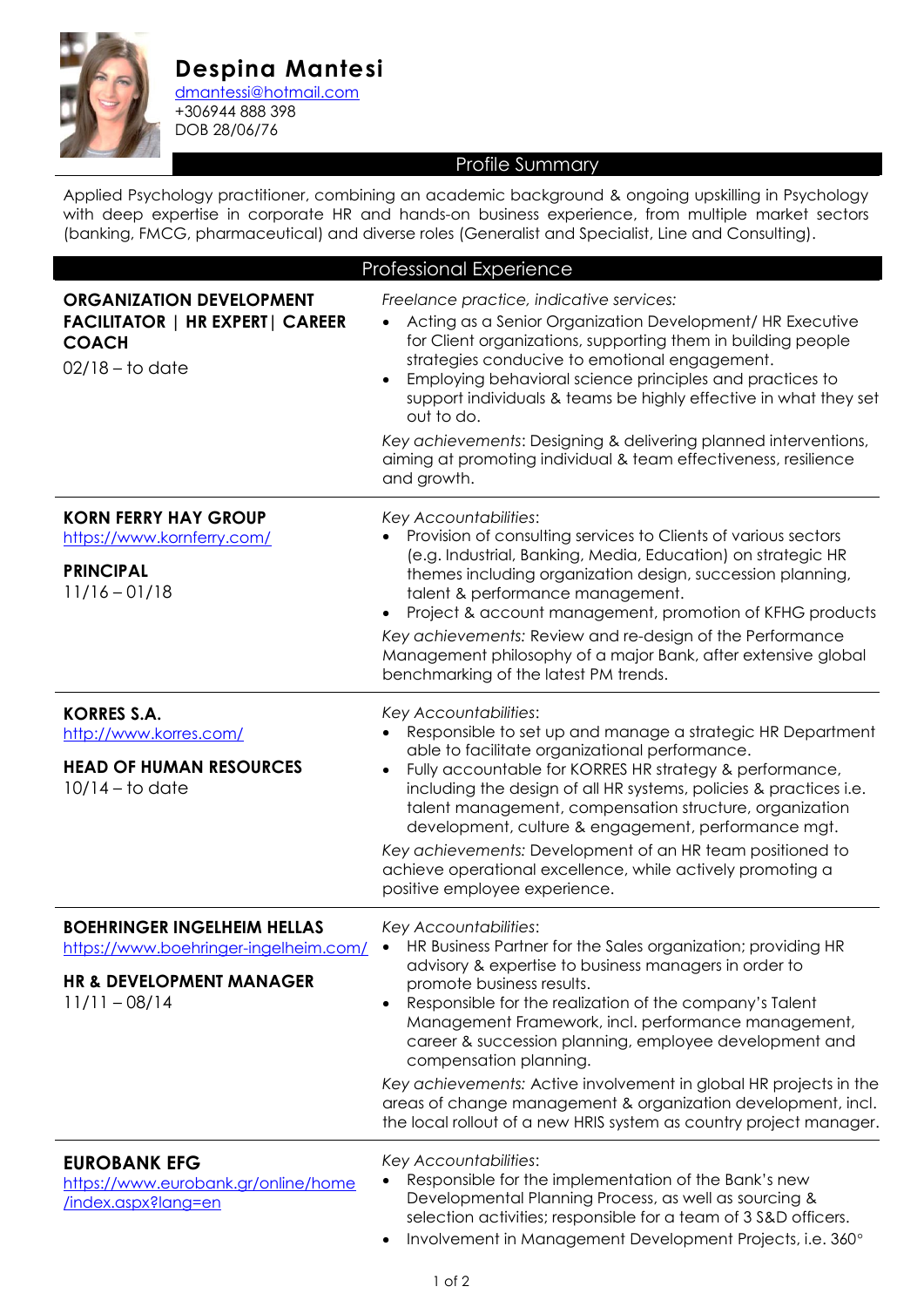# Despina Mantesi

dmantessi@hotmail.com
+306944 888 398
DOB 28/06/76

## Profile Summary

Applied Psychology practitioner, combining an academic background & ongoing upskilling in Psychology with deep expertise in corporate HR and hands-on business experience, from multiple market sectors (banking, FMCG, pharmaceutical) and diverse roles (Generalist and Specialist, Line and Consulting).

## Professional Experience

### ORGANIZATION DEVELOPMENT FACILITATOR | HR EXPERT| CAREER COACH

02/18 – to date

*Freelance practice, indicative services:*

- Acting as a Senior Organization Development/ HR Executive for Client organizations, supporting them in building people strategies conducive to emotional engagement.
- Employing behavioral science principles and practices to support individuals & teams be highly effective in what they set out to do.

*Key achievements*: Designing & delivering planned interventions, aiming at promoting individual & team effectiveness, resilience and growth.

### KORN FERRY HAY GROUP

https://www.kornferry.com/

**PRINCIPAL**

11/16 – 01/18

*Key Accountabilities*:

- Provision of consulting services to Clients of various sectors (e.g. Industrial, Banking, Media, Education) on strategic HR themes including organization design, succession planning, talent & performance management.
- Project & account management, promotion of KFHG products

*Key achievements:* Review and re-design of the Performance Management philosophy of a major Bank, after extensive global benchmarking of the latest PM trends.

### KORRES S.A.

http://www.korres.com/

**HEAD OF HUMAN RESOURCES**

10/14 – to date

*Key Accountabilities*:

- Responsible to set up and manage a strategic HR Department able to facilitate organizational performance.
- Fully accountable for KORRES HR strategy & performance, including the design of all HR systems, policies & practices i.e. talent management, compensation structure, organization development, culture & engagement, performance mgt.

*Key achievements:* Development of an HR team positioned to achieve operational excellence, while actively promoting a positive employee experience.

### BOEHRINGER INGELHEIM HELLAS

https://www.boehringer-ingelheim.com/

**HR & DEVELOPMENT MANAGER**

11/11 – 08/14

*Key Accountabilities*:

- HR Business Partner for the Sales organization; providing HR advisory & expertise to business managers in order to promote business results.
- Responsible for the realization of the company's Talent Management Framework, incl. performance management, career & succession planning, employee development and compensation planning.

*Key achievements:* Active involvement in global HR projects in the areas of change management & organization development, incl. the local rollout of a new HRIS system as country project manager.

### EUROBANK EFG

https://www.eurobank.gr/online/home/index.aspx?lang=en

*Key Accountabilities*:

- Responsible for the implementation of the Bank's new Developmental Planning Process, as well as sourcing & selection activities; responsible for a team of 3 S&D officers.
- Involvement in Management Development Projects, i.e. 360°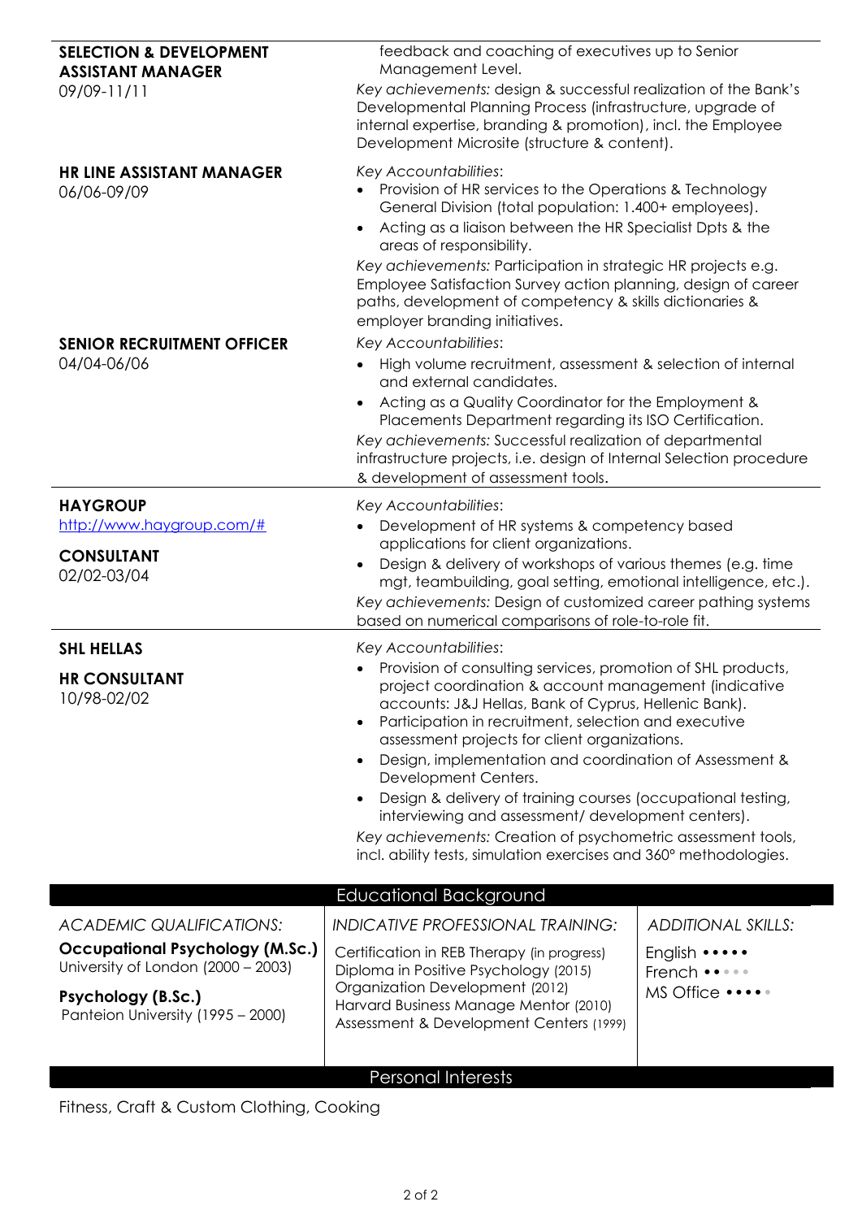**SELECTION & DEVELOPMENT ASSISTANT MANAGER**
09/09-11/11

feedback and coaching of executives up to Senior Management Level.

*Key achievements:* design & successful realization of the Bank's Developmental Planning Process (infrastructure, upgrade of internal expertise, branding & promotion), incl. the Employee Development Microsite (structure & content).

**HR LINE ASSISTANT MANAGER**
06/06-09/09

*Key Accountabilities*:

- Provision of HR services to the Operations & Technology General Division (total population: 1.400+ employees).
- Acting as a liaison between the HR Specialist Dpts & the areas of responsibility.

*Key achievements:* Participation in strategic HR projects e.g. Employee Satisfaction Survey action planning, design of career paths, development of competency & skills dictionaries & employer branding initiatives.

**SENIOR RECRUITMENT OFFICER**
04/04-06/06

*Key Accountabilities*:

- High volume recruitment, assessment & selection of internal and external candidates.
- Acting as a Quality Coordinator for the Employment & Placements Department regarding its ISO Certification.

*Key achievements:* Successful realization of departmental infrastructure projects, i.e. design of Internal Selection procedure & development of assessment tools.

---

**HAYGROUP**
http://www.haygroup.com/#

**CONSULTANT**
02/02-03/04

*Key Accountabilities*:

- Development of HR systems & competency based applications for client organizations.
- Design & delivery of workshops of various themes (e.g. time mgt, teambuilding, goal setting, emotional intelligence, etc.).

*Key achievements:* Design of customized career pathing systems based on numerical comparisons of role-to-role fit.

---

**SHL HELLAS**

**HR CONSULTANT**
10/98-02/02

*Key Accountabilities*:

- Provision of consulting services, promotion of SHL products, project coordination & account management (indicative accounts: J&J Hellas, Bank of Cyprus, Hellenic Bank).
- Participation in recruitment, selection and executive assessment projects for client organizations.
- Design, implementation and coordination of Assessment & Development Centers.
- Design & delivery of training courses (occupational testing, interviewing and assessment/ development centers).

*Key achievements:* Creation of psychometric assessment tools, incl. ability tests, simulation exercises and 360° methodologies.

## Educational Background

*ACADEMIC QUALIFICATIONS:*

**Occupational Psychology (M.Sc.)**
University of London (2000 – 2003)

**Psychology (B.Sc.)**
Panteion University (1995 – 2000)

*INDICATIVE PROFESSIONAL TRAINING:*

Certification in REB Therapy (in progress)
Diploma in Positive Psychology (2015)
Organization Development (2012)
Harvard Business Manage Mentor (2010)
Assessment & Development Centers (1999)

*ADDITIONAL SKILLS:*

English •••••
French ••
MS Office ••••

## Personal Interests

Fitness, Craft & Custom Clothing, Cooking